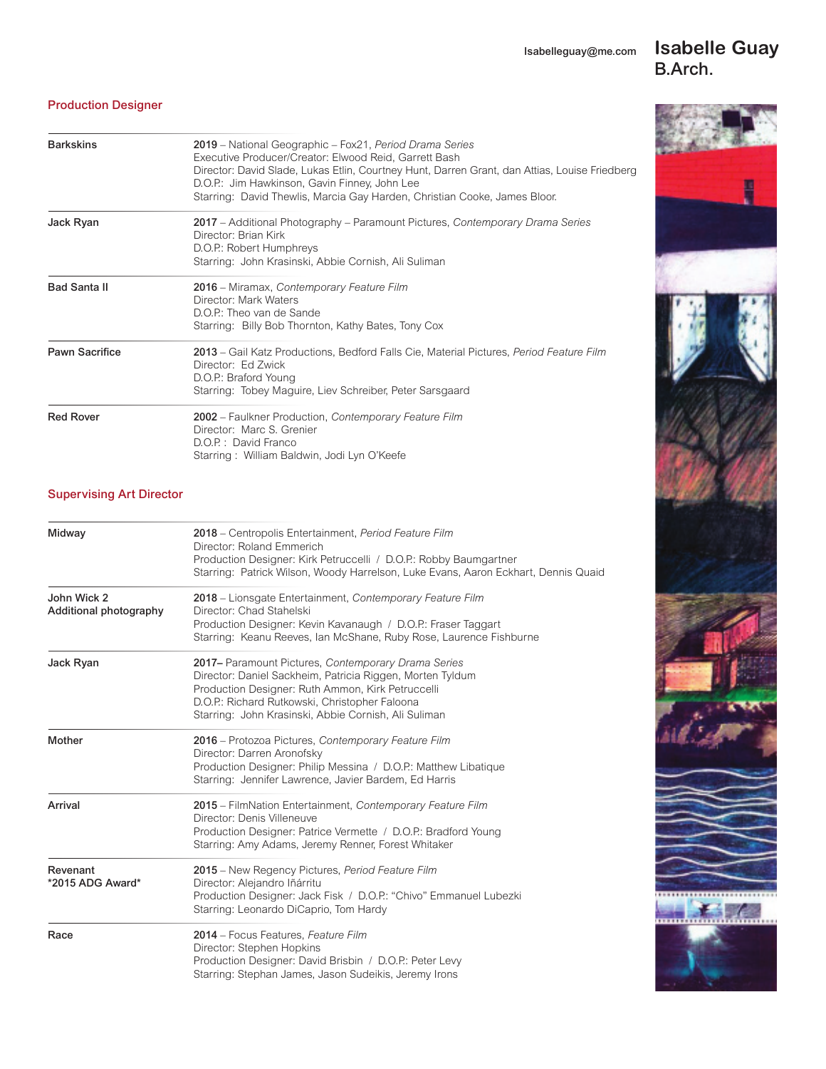# Isabelle Guay
B.Arch.

Isabelleguay@me.com

## Production Designer

| | |
|---|---|
| **Barkskins** | **2019** – National Geographic – Fox21, *Period Drama Series*<br>Executive Producer/Creator: Elwood Reid, Garrett Bash<br>Director: David Slade, Lukas Etlin, Courtney Hunt, Darren Grant, dan Attias, Louise Friedberg<br>D.O.P.: Jim Hawkinson, Gavin Finney, John Lee<br>Starring: David Thewlis, Marcia Gay Harden, Christian Cooke, James Bloor. |
| **Jack Ryan** | **2017** – Additional Photography – Paramount Pictures, *Contemporary Drama Series*<br>Director: Brian Kirk<br>D.O.P.: Robert Humphreys<br>Starring: John Krasinski, Abbie Cornish, Ali Suliman |
| **Bad Santa II** | **2016** – Miramax, *Contemporary Feature Film*<br>Director: Mark Waters<br>D.O.P.: Theo van de Sande<br>Starring: Billy Bob Thornton, Kathy Bates, Tony Cox |
| **Pawn Sacrifice** | **2013** – Gail Katz Productions, Bedford Falls Cie, Material Pictures, *Period Feature Film*<br>Director: Ed Zwick<br>D.O.P.: Braford Young<br>Starring: Tobey Maguire, Liev Schreiber, Peter Sarsgaard |
| **Red Rover** | **2002** – Faulkner Production, *Contemporary Feature Film*<br>Director: Marc S. Grenier<br>D.O.P. : David Franco<br>Starring : William Baldwin, Jodi Lyn O'Keefe |

## Supervising Art Director

| | |
|---|---|
| **Midway** | **2018** – Centropolis Entertainment, *Period Feature Film*<br>Director: Roland Emmerich<br>Production Designer: Kirk Petruccelli / D.O.P.: Robby Baumgartner<br>Starring: Patrick Wilson, Woody Harrelson, Luke Evans, Aaron Eckhart, Dennis Quaid |
| **John Wick 2**<br>**Additional photography** | **2018** – Lionsgate Entertainment, *Contemporary Feature Film*<br>Director: Chad Stahelski<br>Production Designer: Kevin Kavanaugh / D.O.P.: Fraser Taggart<br>Starring: Keanu Reeves, Ian McShane, Ruby Rose, Laurence Fishburne |
| **Jack Ryan** | **2017**– Paramount Pictures, *Contemporary Drama Series*<br>Director: Daniel Sackheim, Patricia Riggen, Morten Tyldum<br>Production Designer: Ruth Ammon, Kirk Petruccelli<br>D.O.P.: Richard Rutkowski, Christopher Faloona<br>Starring: John Krasinski, Abbie Cornish, Ali Suliman |
| **Mother** | **2016** – Protozoa Pictures, *Contemporary Feature Film*<br>Director: Darren Aronofsky<br>Production Designer: Philip Messina / D.O.P.: Matthew Libatique<br>Starring: Jennifer Lawrence, Javier Bardem, Ed Harris |
| **Arrival** | **2015** – FilmNation Entertainment, *Contemporary Feature Film*<br>Director: Denis Villeneuve<br>Production Designer: Patrice Vermette / D.O.P.: Bradford Young<br>Starring: Amy Adams, Jeremy Renner, Forest Whitaker |
| **Revenant**<br>**\*2015 ADG Award\*** | **2015** – New Regency Pictures, *Period Feature Film*<br>Director: Alejandro Iñárritu<br>Production Designer: Jack Fisk / D.O.P.: "Chivo" Emmanuel Lubezki<br>Starring: Leonardo DiCaprio, Tom Hardy |
| **Race** | **2014** – Focus Features, *Feature Film*<br>Director: Stephen Hopkins<br>Production Designer: David Brisbin / D.O.P.: Peter Levy<br>Starring: Stephan James, Jason Sudeikis, Jeremy Irons |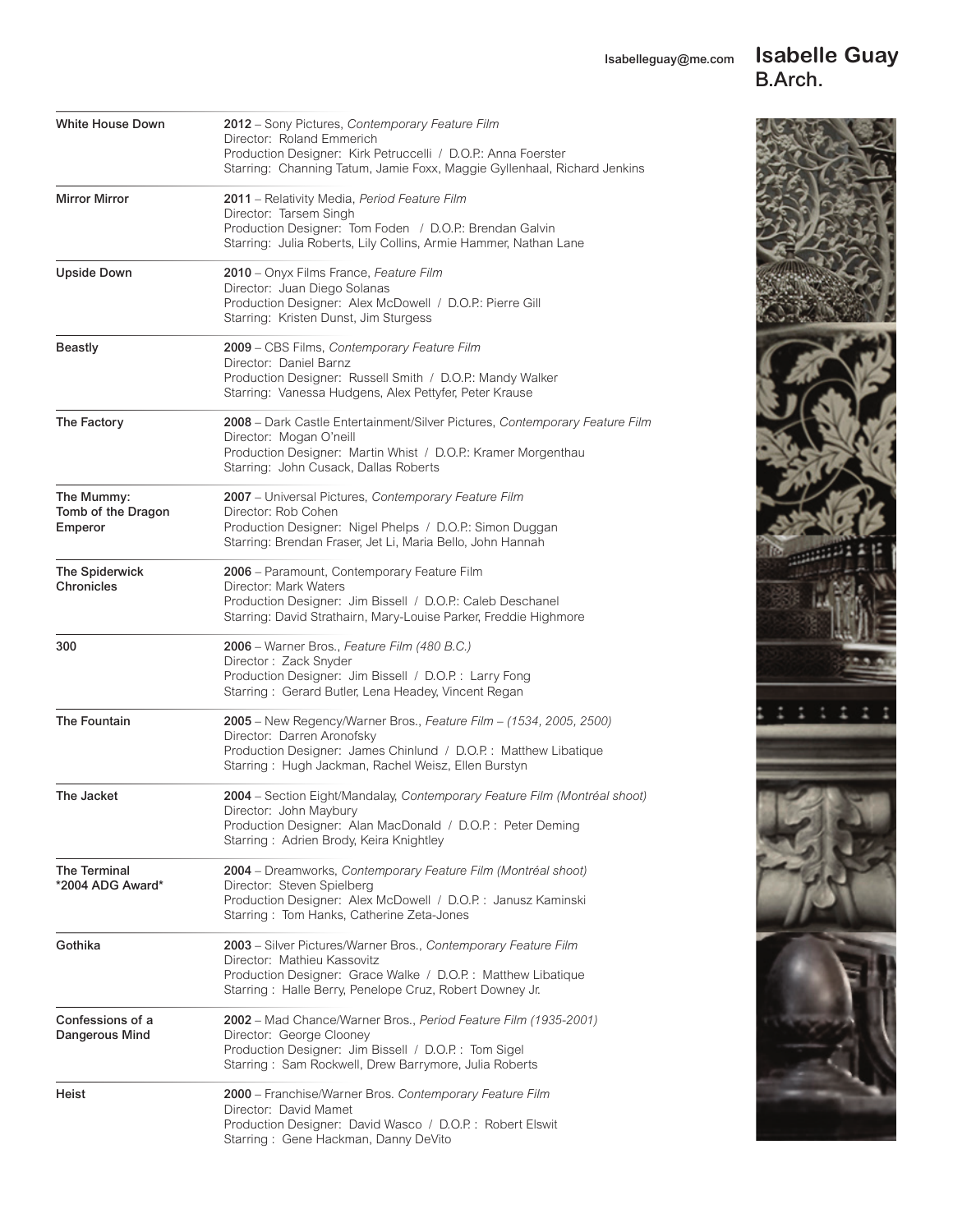Isabelleguay@me.com

# Isabelle Guay
B.Arch.

| | |
|---|---|
| **White House Down** | **2012** – Sony Pictures, *Contemporary Feature Film*<br>Director: Roland Emmerich<br>Production Designer: Kirk Petruccelli / D.O.P.: Anna Foerster<br>Starring: Channing Tatum, Jamie Foxx, Maggie Gyllenhaal, Richard Jenkins |
| **Mirror Mirror** | **2011** – Relativity Media, *Period Feature Film*<br>Director: Tarsem Singh<br>Production Designer: Tom Foden / D.O.P.: Brendan Galvin<br>Starring: Julia Roberts, Lily Collins, Armie Hammer, Nathan Lane |
| **Upside Down** | **2010** – Onyx Films France, *Feature Film*<br>Director: Juan Diego Solanas<br>Production Designer: Alex McDowell / D.O.P.: Pierre Gill<br>Starring: Kristen Dunst, Jim Sturgess |
| **Beastly** | **2009** – CBS Films, *Contemporary Feature Film*<br>Director: Daniel Barnz<br>Production Designer: Russell Smith / D.O.P.: Mandy Walker<br>Starring: Vanessa Hudgens, Alex Pettyfer, Peter Krause |
| **The Factory** | **2008** – Dark Castle Entertainment/Silver Pictures, *Contemporary Feature Film*<br>Director: Mogan O'neill<br>Production Designer: Martin Whist / D.O.P.: Kramer Morgenthau<br>Starring: John Cusack, Dallas Roberts |
| **The Mummy: Tomb of the Dragon Emperor** | **2007** – Universal Pictures, *Contemporary Feature Film*<br>Director: Rob Cohen<br>Production Designer: Nigel Phelps / D.O.P.: Simon Duggan<br>Starring: Brendan Fraser, Jet Li, Maria Bello, John Hannah |
| **The Spiderwick Chronicles** | **2006** – Paramount, Contemporary Feature Film<br>Director: Mark Waters<br>Production Designer: Jim Bissell / D.O.P.: Caleb Deschanel<br>Starring: David Strathairn, Mary-Louise Parker, Freddie Highmore |
| **300** | **2006** – Warner Bros., *Feature Film (480 B.C.)*<br>Director : Zack Snyder<br>Production Designer: Jim Bissell / D.O.P. : Larry Fong<br>Starring : Gerard Butler, Lena Headey, Vincent Regan |
| **The Fountain** | **2005** – New Regency/Warner Bros., *Feature Film – (1534, 2005, 2500)*<br>Director: Darren Aronofsky<br>Production Designer: James Chinlund / D.O.P. : Matthew Libatique<br>Starring : Hugh Jackman, Rachel Weisz, Ellen Burstyn |
| **The Jacket** | **2004** – Section Eight/Mandalay, *Contemporary Feature Film (Montréal shoot)*<br>Director: John Maybury<br>Production Designer: Alan MacDonald / D.O.P. : Peter Deming<br>Starring : Adrien Brody, Keira Knightley |
| **The Terminal**<br>**\*2004 ADG Award\*** | **2004** – Dreamworks, *Contemporary Feature Film (Montréal shoot)*<br>Director: Steven Spielberg<br>Production Designer: Alex McDowell / D.O.P. : Janusz Kaminski<br>Starring : Tom Hanks, Catherine Zeta-Jones |
| **Gothika** | **2003** – Silver Pictures/Warner Bros., *Contemporary Feature Film*<br>Director: Mathieu Kassovitz<br>Production Designer: Grace Walke / D.O.P. : Matthew Libatique<br>Starring : Halle Berry, Penelope Cruz, Robert Downey Jr. |
| **Confessions of a Dangerous Mind** | **2002** – Mad Chance/Warner Bros., *Period Feature Film (1935-2001)*<br>Director: George Clooney<br>Production Designer: Jim Bissell / D.O.P. : Tom Sigel<br>Starring : Sam Rockwell, Drew Barrymore, Julia Roberts |
| **Heist** | **2000** – Franchise/Warner Bros. *Contemporary Feature Film*<br>Director: David Mamet<br>Production Designer: David Wasco / D.O.P. : Robert Elswit<br>Starring : Gene Hackman, Danny DeVito |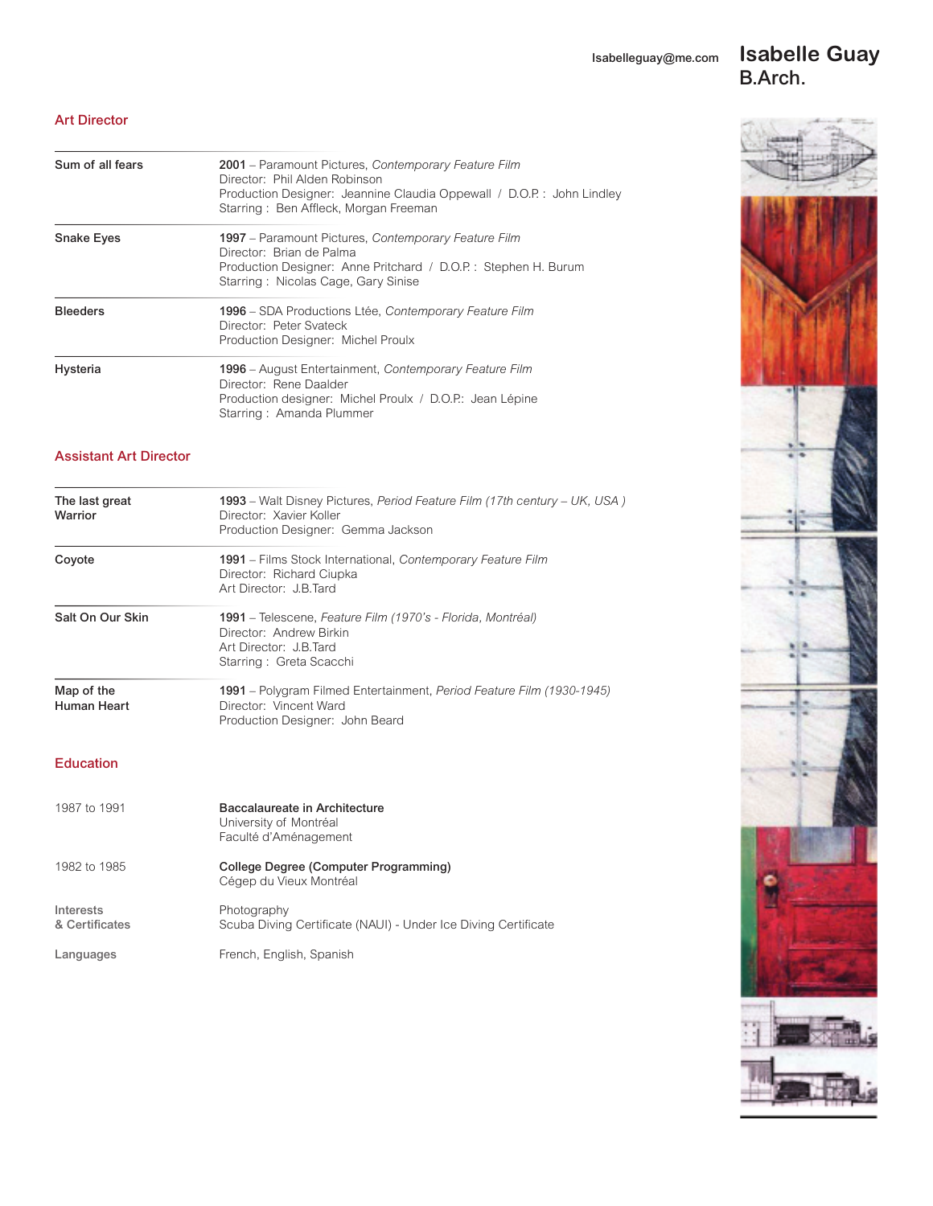Isabelleguay@me.com

# Isabelle Guay
B.Arch.

## Art Director

| | |
|---|---|
| **Sum of all fears** | **2001** – Paramount Pictures, *Contemporary Feature Film*<br>Director: Phil Alden Robinson<br>Production Designer: Jeannine Claudia Oppewall / D.O.P. : John Lindley<br>Starring : Ben Affleck, Morgan Freeman |
| **Snake Eyes** | **1997** – Paramount Pictures, *Contemporary Feature Film*<br>Director: Brian de Palma<br>Production Designer: Anne Pritchard / D.O.P. : Stephen H. Burum<br>Starring : Nicolas Cage, Gary Sinise |
| **Bleeders** | **1996** – SDA Productions Ltée, *Contemporary Feature Film*<br>Director: Peter Svateck<br>Production Designer: Michel Proulx |
| **Hysteria** | **1996** – August Entertainment, *Contemporary Feature Film*<br>Director: Rene Daalder<br>Production designer: Michel Proulx / D.O.P.: Jean Lépine<br>Starring : Amanda Plummer |

## Assistant Art Director

| | |
|---|---|
| **The last great Warrior** | **1993** – Walt Disney Pictures, *Period Feature Film (17th century – UK, USA )*<br>Director: Xavier Koller<br>Production Designer: Gemma Jackson |
| **Coyote** | **1991** – Films Stock International, *Contemporary Feature Film*<br>Director: Richard Ciupka<br>Art Director: J.B.Tard |
| **Salt On Our Skin** | **1991** – Telescene, *Feature Film (1970's - Florida, Montréal)*<br>Director: Andrew Birkin<br>Art Director: J.B.Tard<br>Starring : Greta Scacchi |
| **Map of the Human Heart** | **1991** – Polygram Filmed Entertainment, *Period Feature Film (1930-1945)*<br>Director: Vincent Ward<br>Production Designer: John Beard |

## Education

| | |
|---|---|
| 1987 to 1991 | **Baccalaureate in Architecture**<br>University of Montréal<br>Faculté d'Aménagement |
| 1982 to 1985 | **College Degree (Computer Programming)**<br>Cégep du Vieux Montréal |
| **Interests & Certificates** | Photography<br>Scuba Diving Certificate (NAUI) - Under Ice Diving Certificate |
| **Languages** | French, English, Spanish |